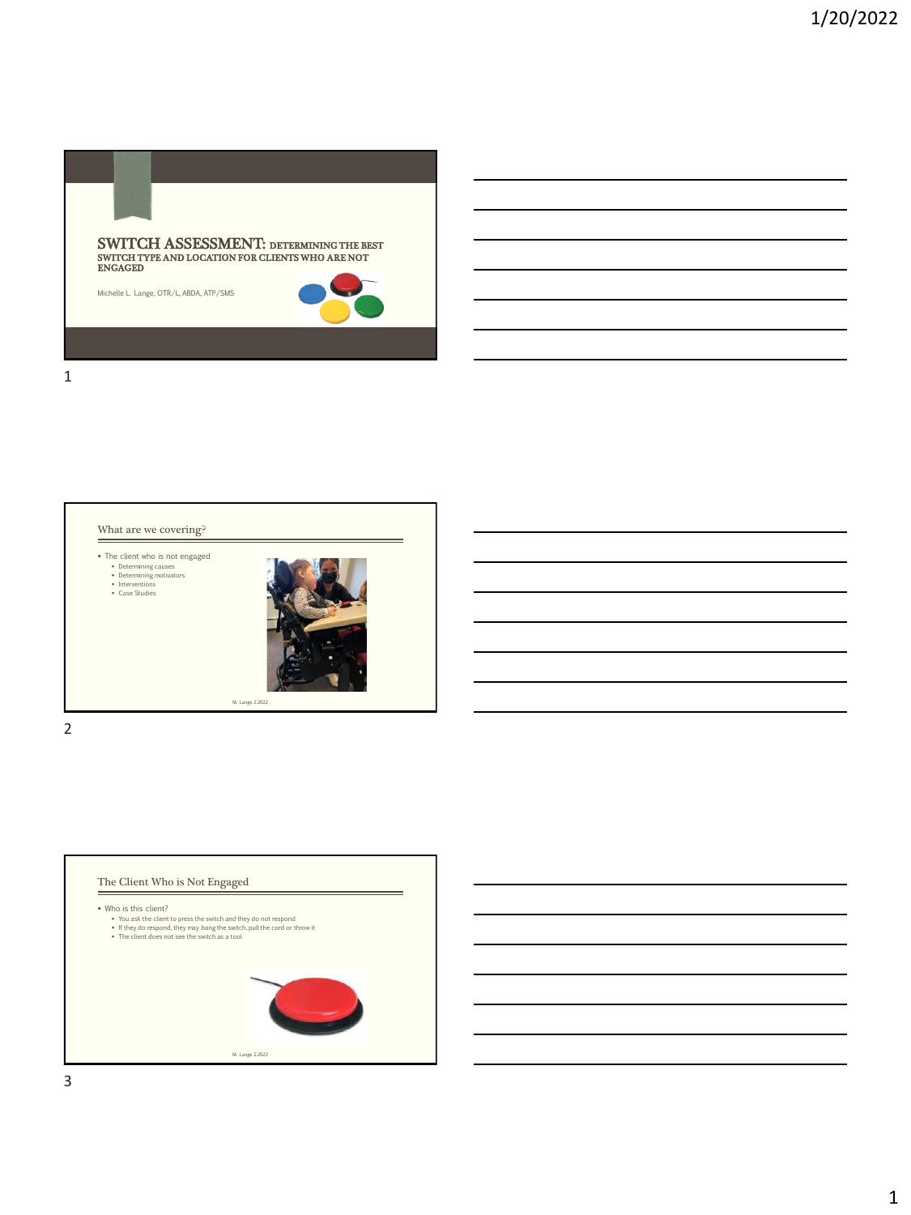# SWITCH ASSESSMENT: DETERMINING THE BEST SWITCH TYPE AND LOCATION FOR CLIENTS WHO ARE NOT ENGAGED

Michelle L. Lange, OTR/L, ABDA, ATP/SMS

## What are we covering?

- The client who is not engaged
  - Determining causes
  - Determining motivators
  - Interventions
  - Case Studies

M. Lange 2.2022

## The Client Who is Not Engaged

- Who is this client?
  - You ask the client to press the switch and they do not respond
  - If they do respond, they may bang the switch, pull the cord or throw it
  - The client does not see the switch as a tool

M. Lange 2.2022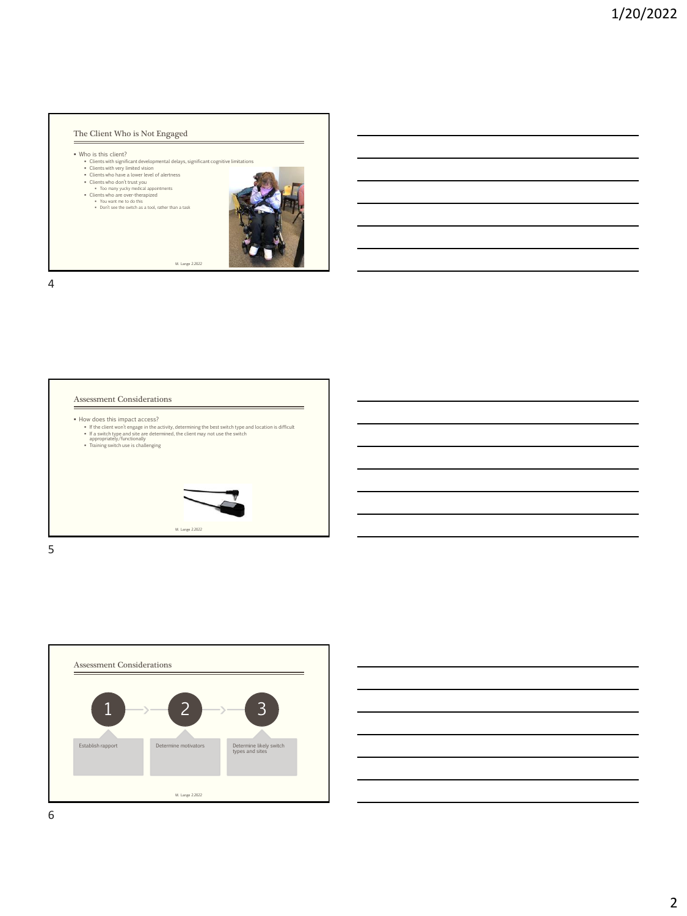## The Client Who is Not Engaged

- Who is this client?
  - Clients with significant developmental delays, significant cognitive limitations
  - Clients with very limited vision
  - Clients who have a lower level of alertness
  - Clients who don't trust you
    - Too many yucky medical appointments
  - Clients who are over-therapized
    - You want me to do this
    - Don't see the switch as a tool, rather than a task

M. Lange 2.2022

## Assessment Considerations

- How does this impact access?
  - If the client won't engage in the activity, determining the best switch type and location is difficult
  - If a switch type and site are determined, the client may not use the switch appropriately/functionally
  - Training switch use is challenging

M. Lange 2.2022

## Assessment Considerations

1. Establish rapport
2. Determine motivators
3. Determine likely switch types and sites

M. Lange 2.2022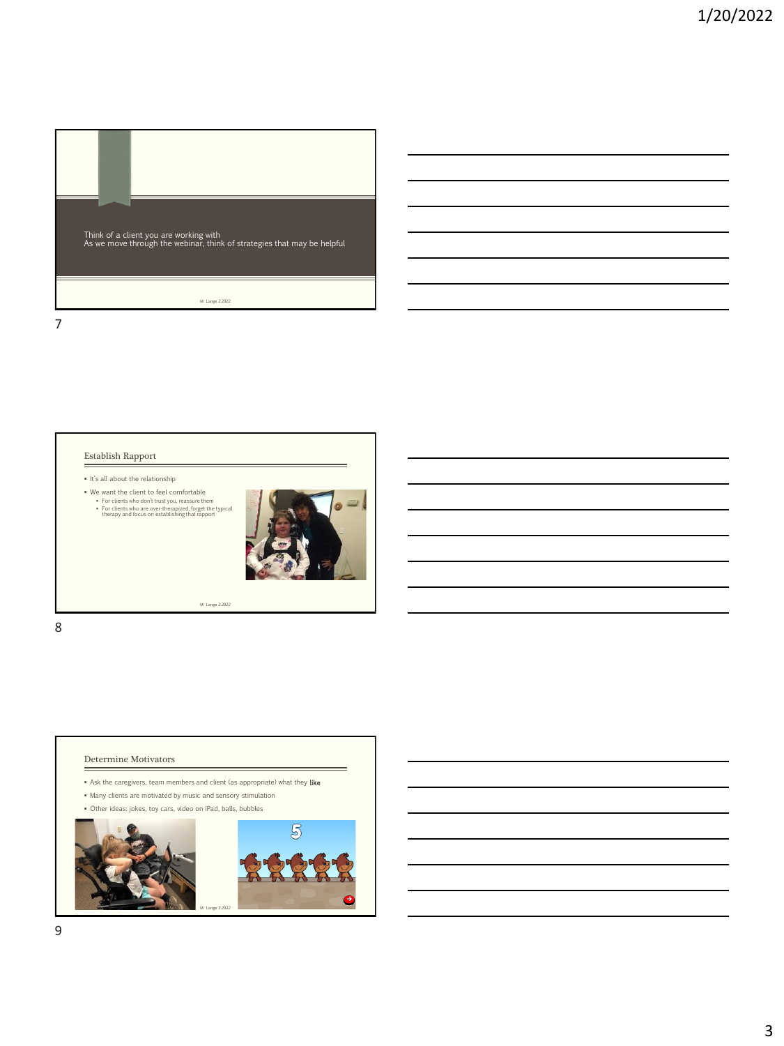Think of a client you are working with
As we move through the webinar, think of strategies that may be helpful

## Establish Rapport

- It's all about the relationship
- We want the client to feel comfortable
  - For clients who don't trust you, reassure them
  - For clients who are over-therapized, forget the typical therapy and focus on establishing that rapport

## Determine Motivators

- Ask the caregivers, team members and client (as appropriate) what they **like**
- Many clients are motivated by music and sensory stimulation
- Other ideas: jokes, toy cars, video on iPad, balls, bubbles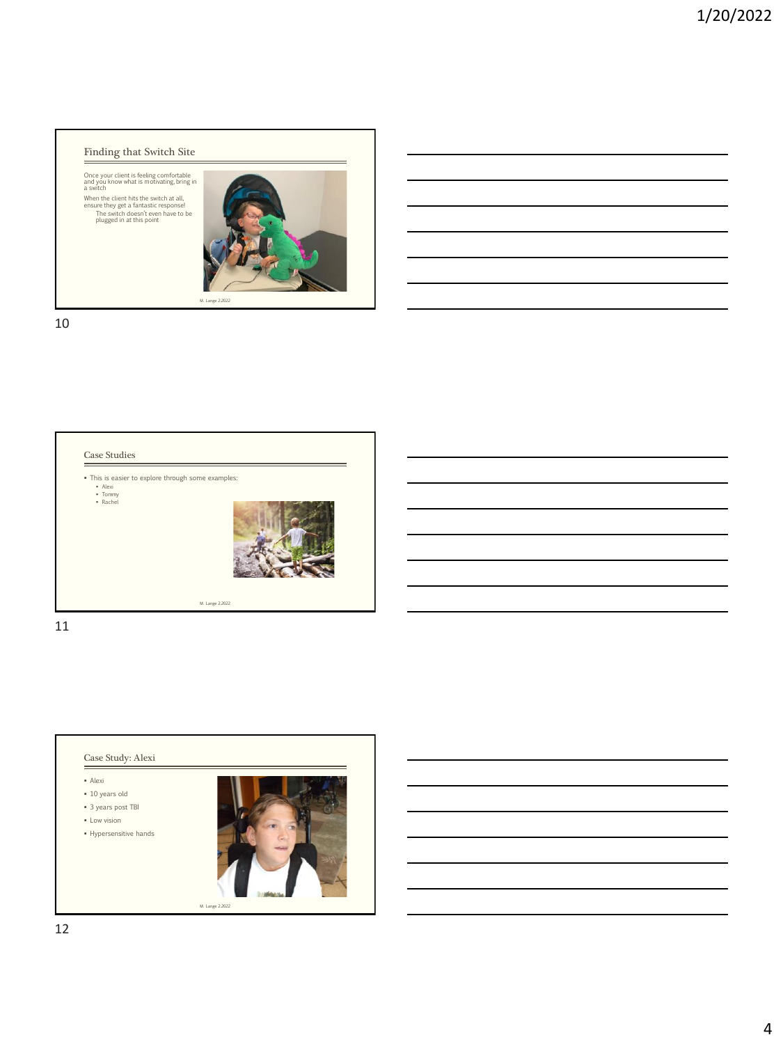## Finding that Switch Site

Once your client is feeling comfortable and you know what is motivating, bring in a switch

When the client hits the switch at all, ensure they get a fantastic response!

- The switch doesn't even have to be plugged in at this point

M. Lange 2.2022

## Case Studies

- This is easier to explore through some examples:
  - Alexi
  - Tommy
  - Rachel

M. Lange 2.2022

## Case Study: Alexi

- Alexi
- 10 years old
- 3 years post TBI
- Low vision
- Hypersensitive hands

M. Lange 2.2022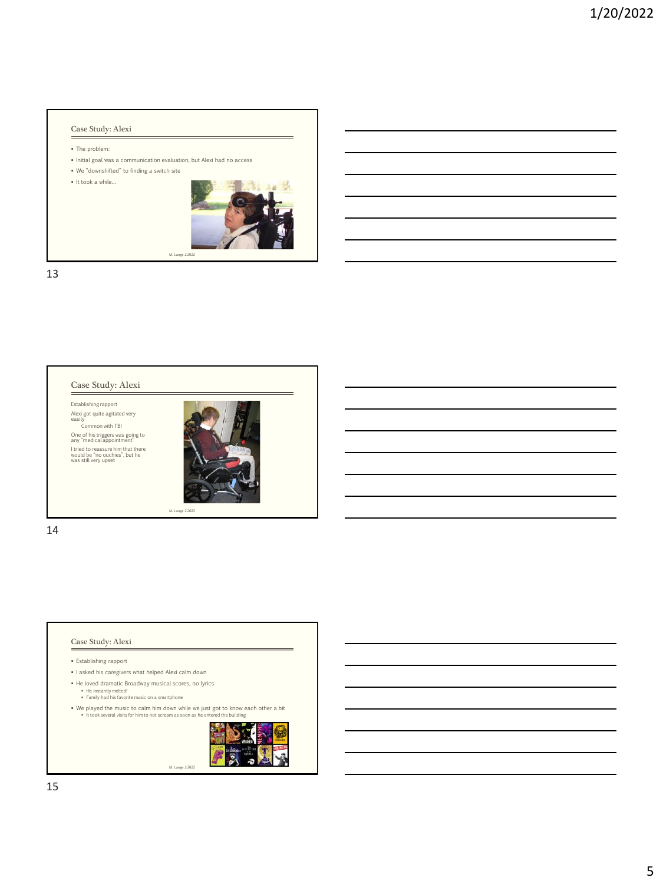## Case Study: Alexi

- The problem:
- Initial goal was a communication evaluation, but Alexi had no access
- We "downshifted" to finding a switch site
- It took a while…

M. Lange 2.2022

## Case Study: Alexi

Establishing rapport

Alexi got quite agitated very easily

Common with TBI

One of his triggers was going to any "medical appointment"

I tried to reassure him that there would be "no ouchies", but he was still very upset

M. Lange 2.2022

## Case Study: Alexi

- Establishing rapport
- I asked his caregivers what helped Alexi calm down
- He loved dramatic Broadway musical scores, no lyrics
  - He instantly melted!
  - Family had his favorite music on a smartphone
- We played the music to calm him down while we just got to know each other a bit
  - It took several visits for him to not scream as soon as he entered the building

M. Lange 2.2022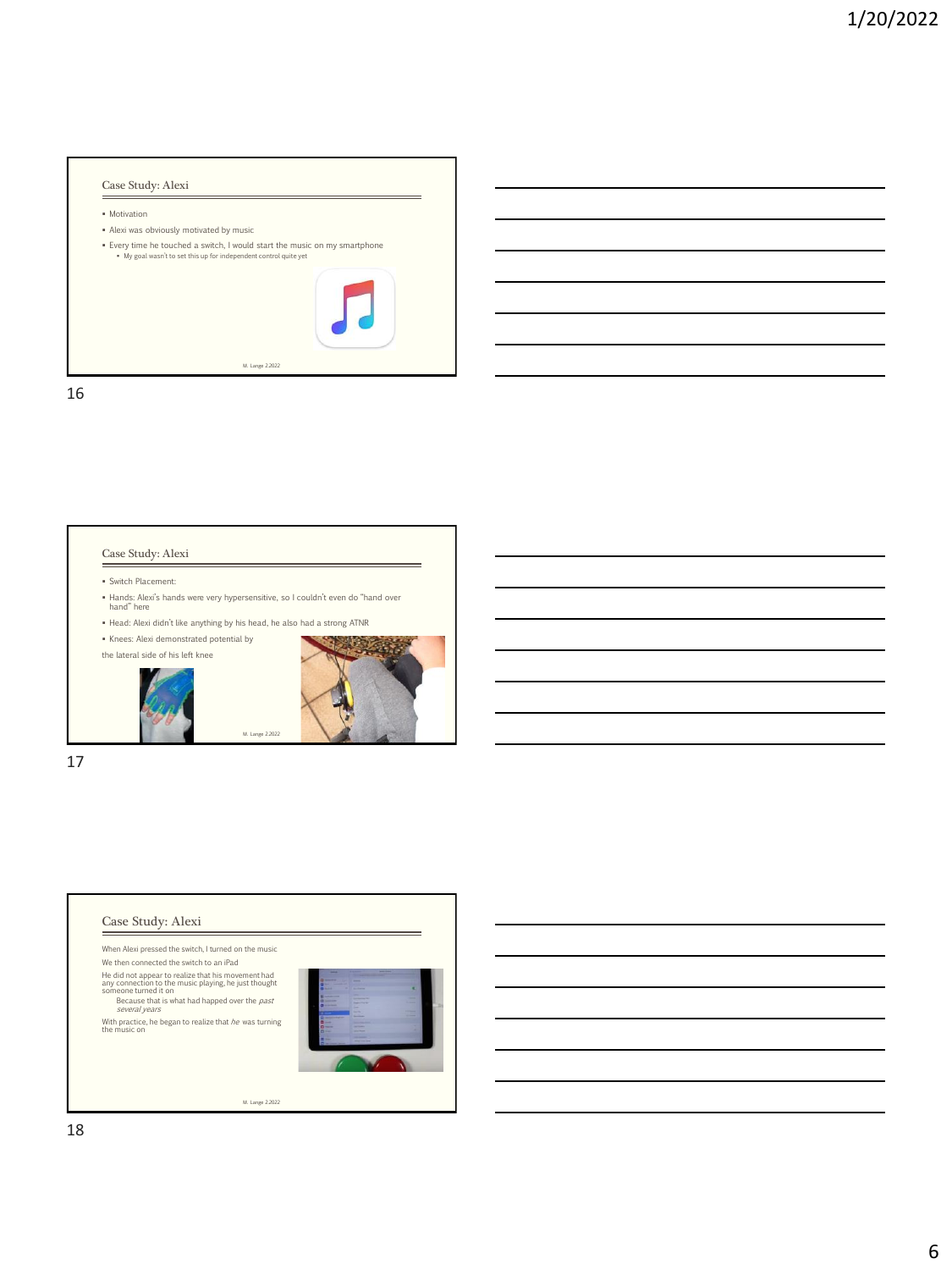## Case Study: Alexi

- Motivation
- Alexi was obviously motivated by music
- Every time he touched a switch, I would start the music on my smartphone
  - My goal wasn't to set this up for independent control quite yet

M. Lange 2.2022

## Case Study: Alexi

- Switch Placement:
- Hands: Alexi's hands were very hypersensitive, so I couldn't even do "hand over hand" here
- Head: Alexi didn't like anything by his head, he also had a strong ATNR
- Knees: Alexi demonstrated potential by

the lateral side of his left knee

M. Lange 2.2022

## Case Study: Alexi

When Alexi pressed the switch, I turned on the music

We then connected the switch to an iPad

He did not appear to realize that his movement had any connection to the music playing, he just thought someone turned it on

Because that is what had happed over the *past several years*

With practice, he began to realize that *he* was turning the music on

M. Lange 2.2022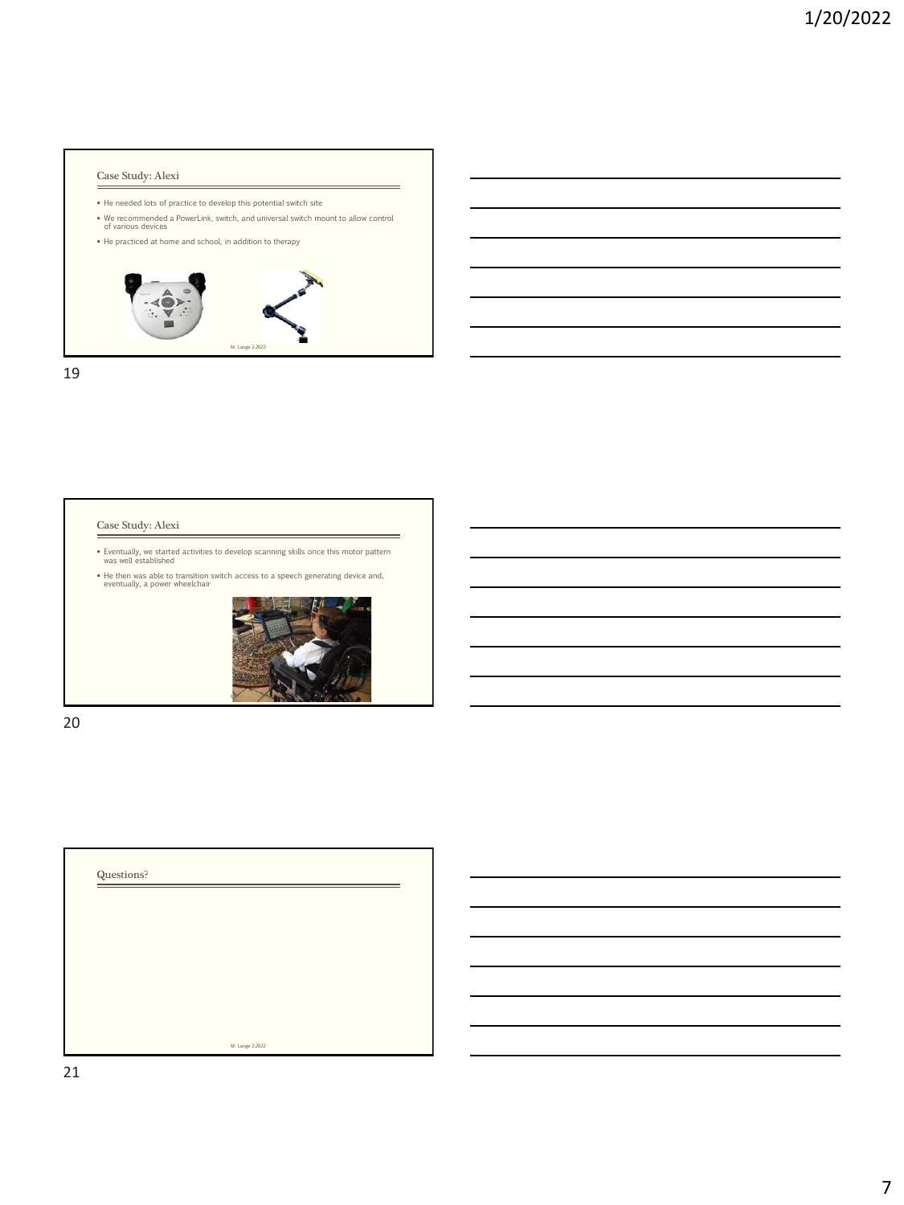## Case Study: Alexi

- He needed lots of practice to develop this potential switch site
- We recommended a PowerLink, switch, and universal switch mount to allow control of various devices
- He practiced at home and school, in addition to therapy

M. Lange 2.2022

## Case Study: Alexi

- Eventually, we started activities to develop scanning skills once this motor pattern was well established
- He then was able to transition switch access to a speech generating device and, eventually, a power wheelchair

## Questions?

M. Lange 2.2022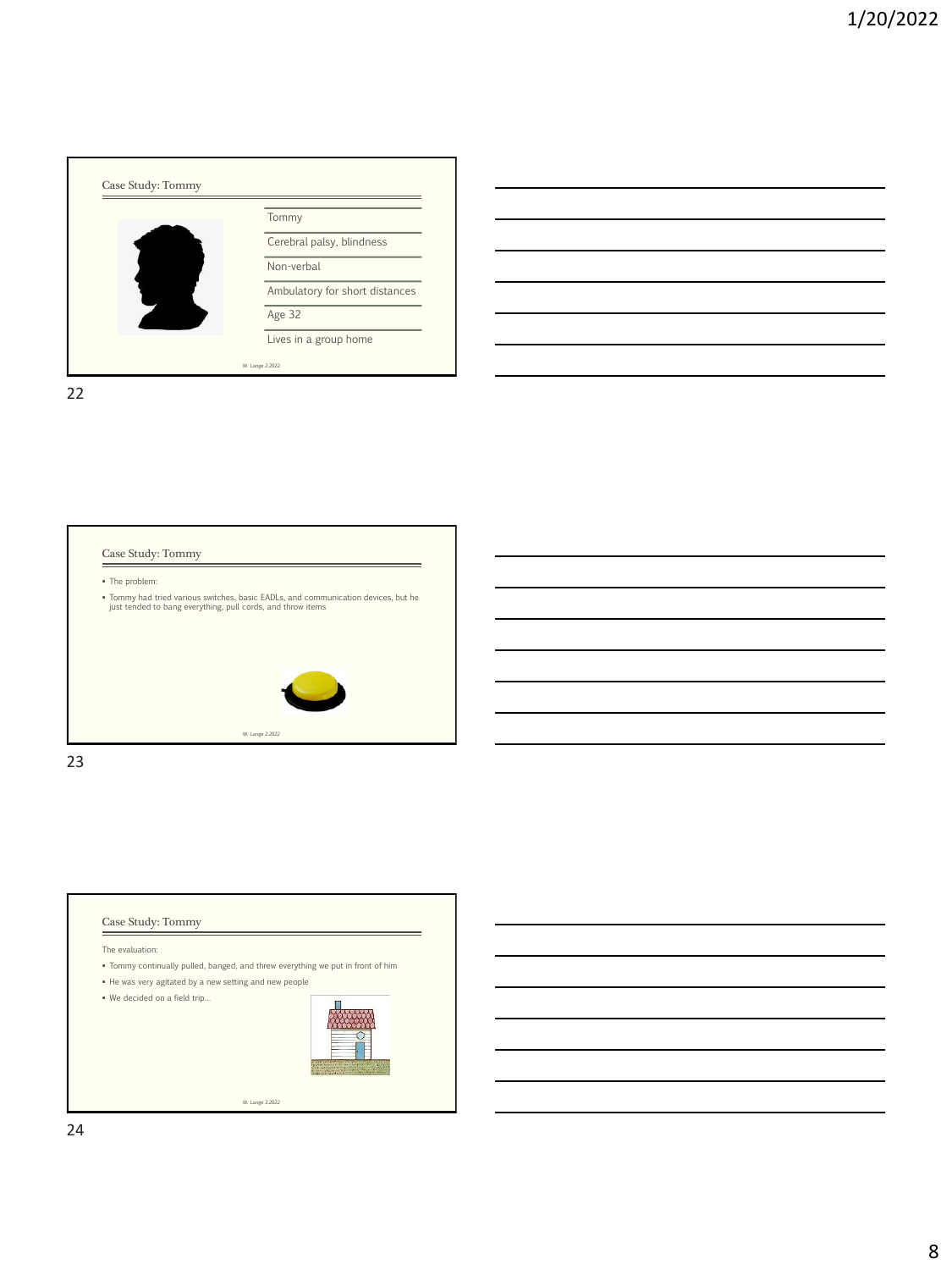## Case Study: Tommy

| Tommy |
| --- |
| Cerebral palsy, blindness |
| Non-verbal |
| Ambulatory for short distances |
| Age 32 |
| Lives in a group home |

M. Lange 2.2022

## Case Study: Tommy

- The problem:
- Tommy had tried various switches, basic EADLs, and communication devices, but he just tended to bang everything, pull cords, and throw items

M. Lange 2.2022

## Case Study: Tommy

The evaluation:

- Tommy continually pulled, banged, and threw everything we put in front of him
- He was very agitated by a new setting and new people
- We decided on a field trip…

M. Lange 2.2022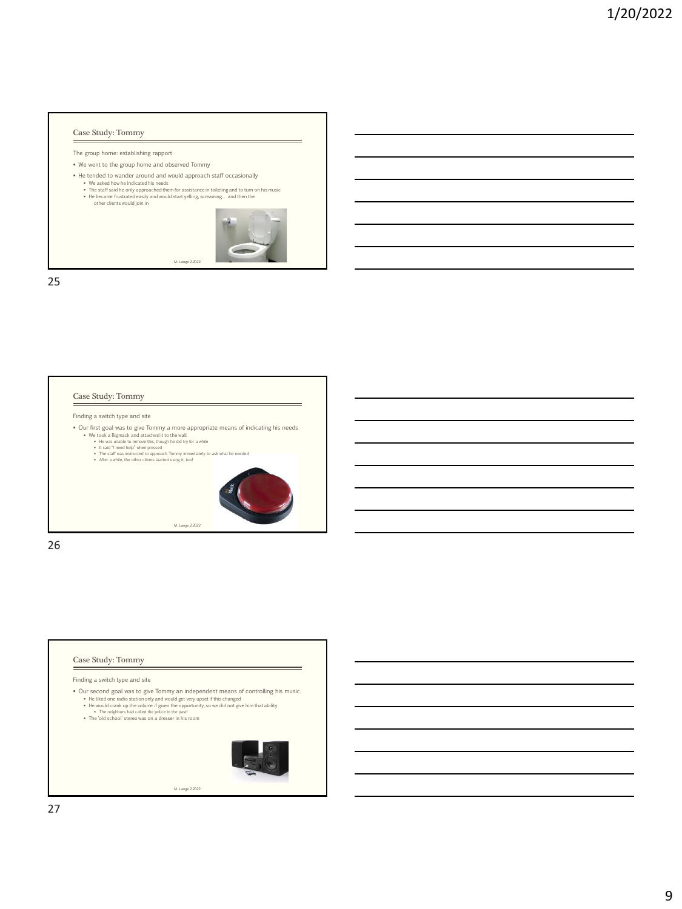## Case Study: Tommy

The group home: establishing rapport

- We went to the group home and observed Tommy
- He tended to wander around and would approach staff occasionally
  - We asked how he indicated his needs
  - The staff said he only approached them for assistance in toileting and to turn on his music
  - He became frustrated easily and would start yelling, screaming… and then the other clients would join in

M. Lange 2.2022

## Case Study: Tommy

Finding a switch type and site

- Our first goal was to give Tommy a more appropriate means of indicating his needs
  - We took a Bigmack and attached it to the wall
    - He was unable to remove this, though he did try for a while
    - It said "I need help" when pressed
    - The staff was instructed to approach Tommy immediately to ask what he needed
    - After a while, the other clients started using it, too!

M. Lange 2.2022

## Case Study: Tommy

Finding a switch type and site

- Our second goal was to give Tommy an independent means of controlling his music.
  - He liked one radio station only and would get very upset if this changed
  - He would crank up the volume if given the opportunity, so we did not give him that ability
    - The neighbors had called the police in the past!
  - The 'old school' stereo was on a dresser in his room

M. Lange 2.2022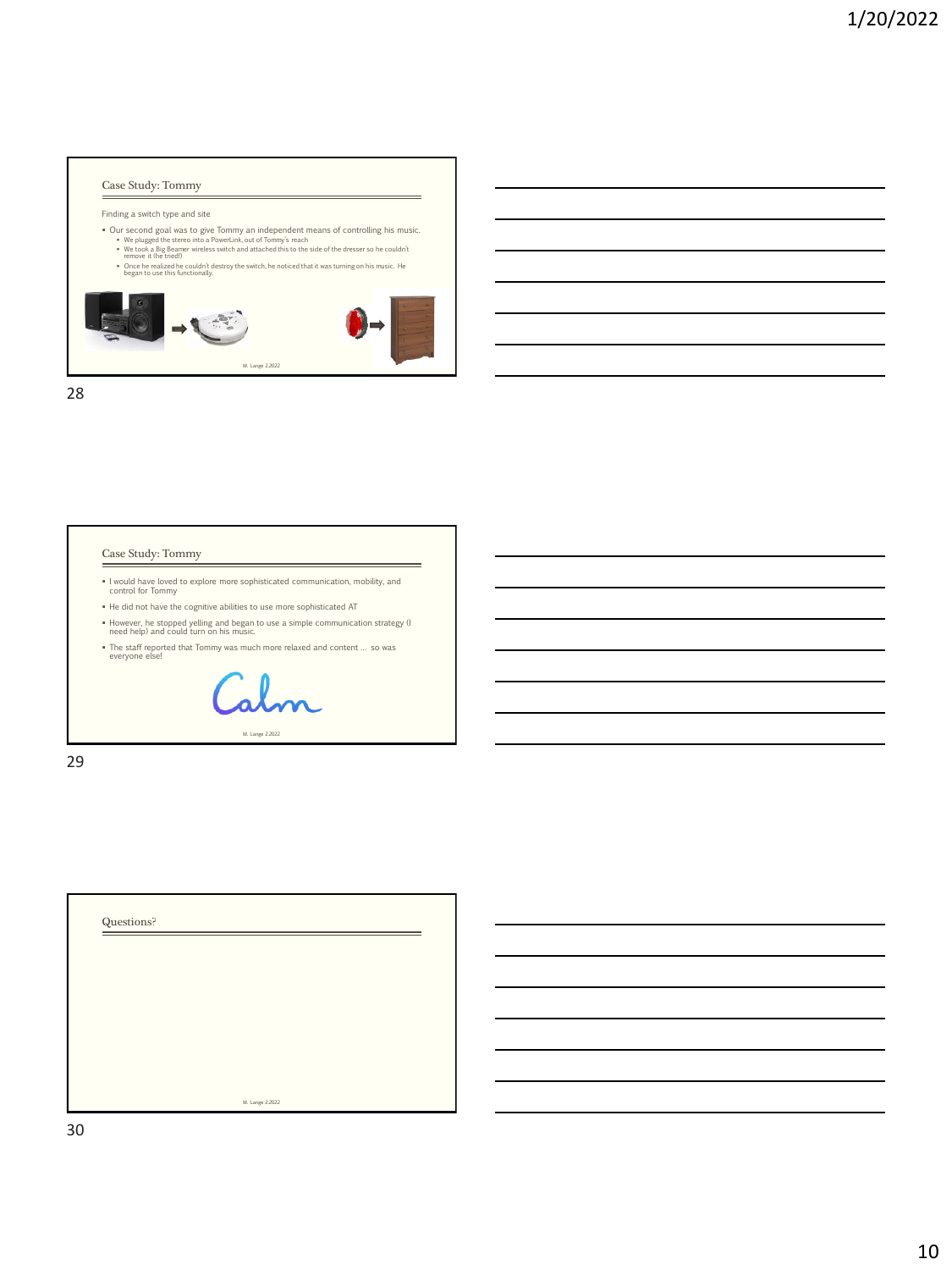## Case Study: Tommy

Finding a switch type and site

- Our second goal was to give Tommy an independent means of controlling his music.
  - We plugged the stereo into a PowerLink, out of Tommy's reach
  - We took a Big Beamer wireless switch and attached this to the side of the dresser so he couldn't remove it (he tried!)
  - Once he realized he couldn't destroy the switch, he noticed that it was turning on his music. He began to use this functionally.

M. Lange 2.2022

## Case Study: Tommy

- I would have loved to explore more sophisticated communication, mobility, and control for Tommy
- He did not have the cognitive abilities to use more sophisticated AT
- However, he stopped yelling and began to use a simple communication strategy (I need help) and could turn on his music.
- The staff reported that Tommy was much more relaxed and content … so was everyone else!

Calm

M. Lange 2.2022

## Questions?

M. Lange 2.2022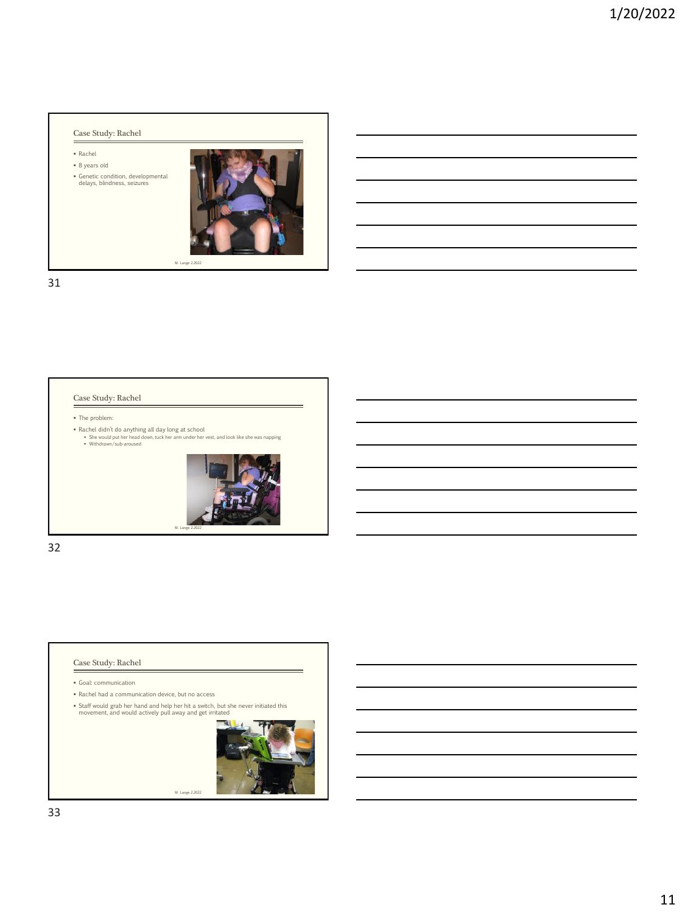## Case Study: Rachel

- Rachel
- 8 years old
- Genetic condition, developmental delays, blindness, seizures

M. Lange 2.2022

## Case Study: Rachel

- The problem:
- Rachel didn't do anything all day long at school
  - She would put her head down, tuck her arm under her vest, and look like she was napping
  - Withdrawn/sub-aroused

M. Lange 2.2022

## Case Study: Rachel

- Goal: communication
- Rachel had a communication device, but no access
- Staff would grab her hand and help her hit a switch, but she never initiated this movement, and would actively pull away and get irritated

M. Lange 2.2022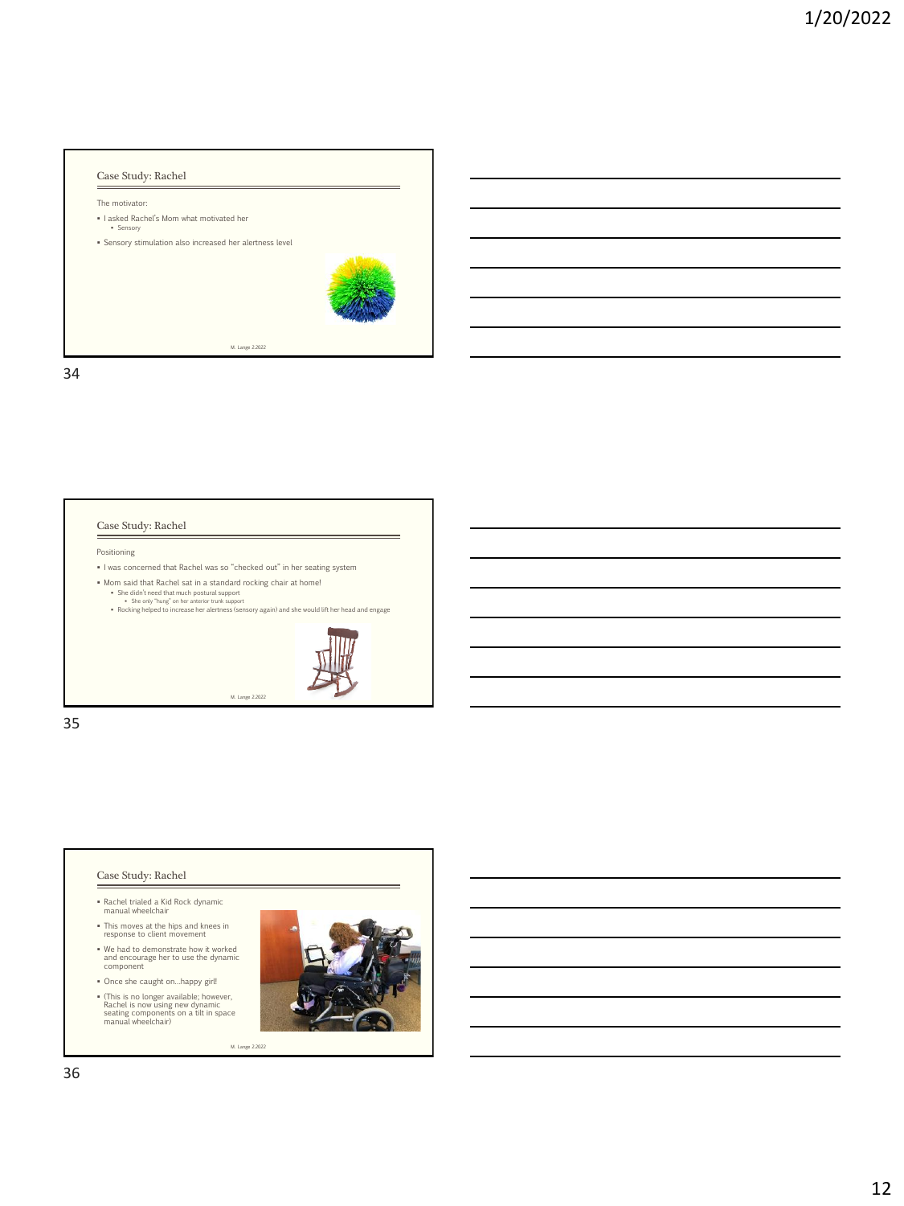## Case Study: Rachel

The motivator:

- I asked Rachel's Mom what motivated her
  - Sensory
- Sensory stimulation also increased her alertness level

M. Lange 2.2022

## Case Study: Rachel

Positioning

- I was concerned that Rachel was so "checked out" in her seating system
- Mom said that Rachel sat in a standard rocking chair at home!
  - She didn't need that much postural support
    - She only "hung" on her anterior trunk support
  - Rocking helped to increase her alertness (sensory again) and she would lift her head and engage

M. Lange 2.2022

## Case Study: Rachel

- Rachel trialed a Kid Rock dynamic manual wheelchair
- This moves at the hips and knees in response to client movement
- We had to demonstrate how it worked and encourage her to use the dynamic component
- Once she caught on…happy girl!
- (This is no longer available; however, Rachel is now using new dynamic seating components on a tilt in space manual wheelchair)

M. Lange 2.2022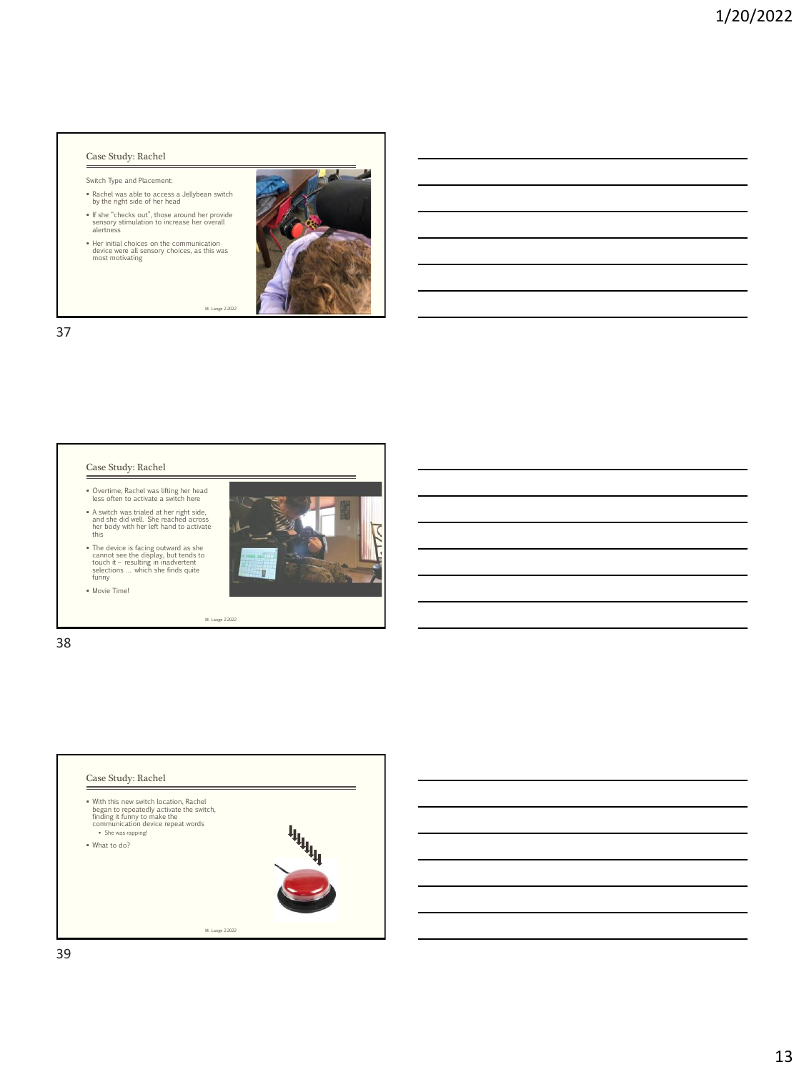## Case Study: Rachel

Switch Type and Placement:

- Rachel was able to access a Jellybean switch by the right side of her head
- If she "checks out", those around her provide sensory stimulation to increase her overall alertness
- Her initial choices on the communication device were all sensory choices, as this was most motivating

M. Lange 2.2022

## Case Study: Rachel

- Overtime, Rachel was lifting her head less often to activate a switch here
- A switch was trialed at her right side, and she did well. She reached across her body with her left hand to activate this
- The device is facing outward as she cannot see the display, but tends to touch it – resulting in inadvertent selections … which she finds quite funny
- Movie Time!

M. Lange 2.2022

## Case Study: Rachel

- With this new switch location, Rachel began to repeatedly activate the switch, finding it funny to make the communication device repeat words
  - She was rapping!
- What to do?

M. Lange 2.2022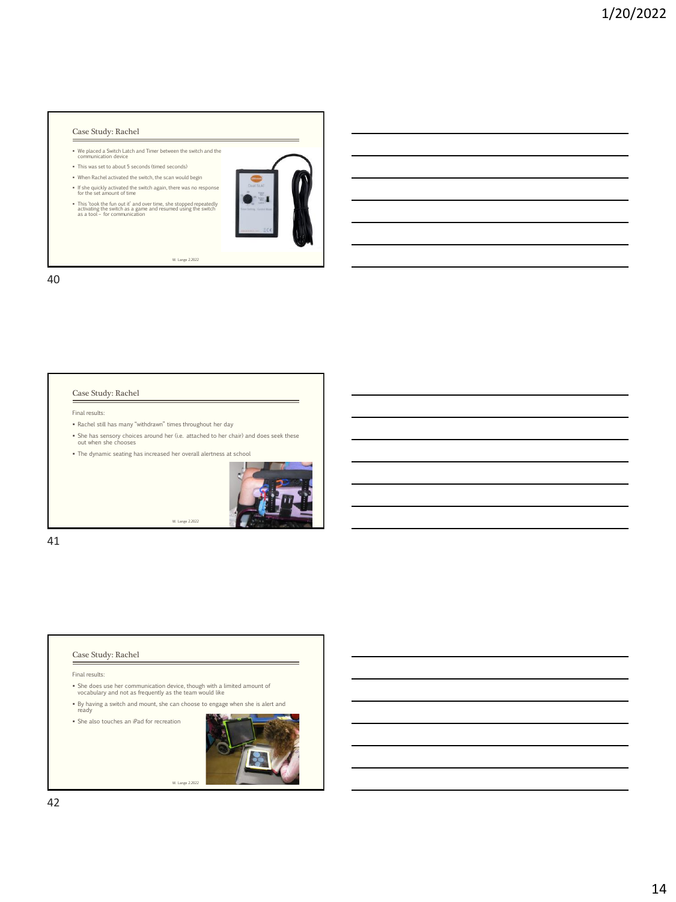## Case Study: Rachel

- We placed a Switch Latch and Timer between the switch and the communication device
- This was set to about 5 seconds (timed seconds)
- When Rachel activated the switch, the scan would begin
- If she quickly activated the switch again, there was no response for the set amount of time
- This 'took the fun out it' and over time, she stopped repeatedly activating the switch as a game and resumed using the switch as a tool – for communication

M. Lange 2.2022

## Case Study: Rachel

Final results:

- Rachel still has many "withdrawn" times throughout her day
- She has sensory choices around her (i.e. attached to her chair) and does seek these out when she chooses
- The dynamic seating has increased her overall alertness at school

M. Lange 2.2022

## Case Study: Rachel

Final results:

- She does use her communication device, though with a limited amount of vocabulary and not as frequently as the team would like
- By having a switch and mount, she can choose to engage when she is alert and ready
- She also touches an iPad for recreation

M. Lange 2.2022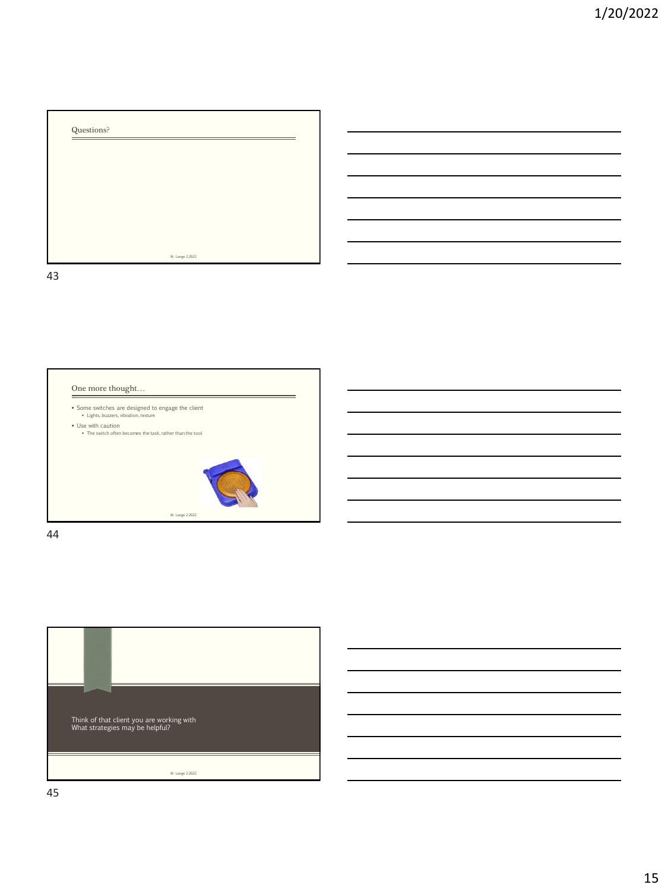## Questions?

M. Lange 2.2022

## One more thought…

- Some switches are designed to engage the client
  - Lights, buzzers, vibration, texture
- Use with caution
  - The switch often becomes the task, rather than the tool

M. Lange 2.2022

Think of that client you are working with
What strategies may be helpful?

M. Lange 2.2022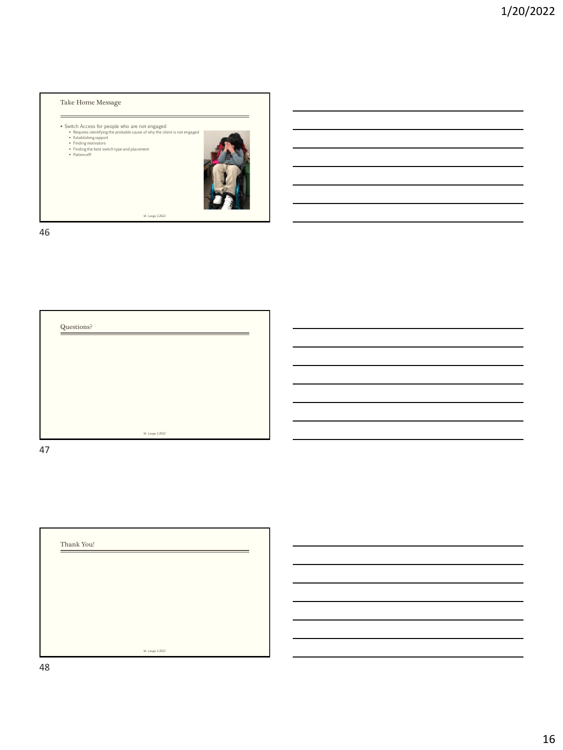## Take Home Message

- Switch Access for people who are not engaged
  - Requires identifying the probable cause of why the client is not engaged
  - Establishing rapport
  - Finding motivators
  - Finding the best switch type and placement
  - Patience!!!

M. Lange 2.2022

## Questions?

M. Lange 2.2022

## Thank You!

M. Lange 2.2022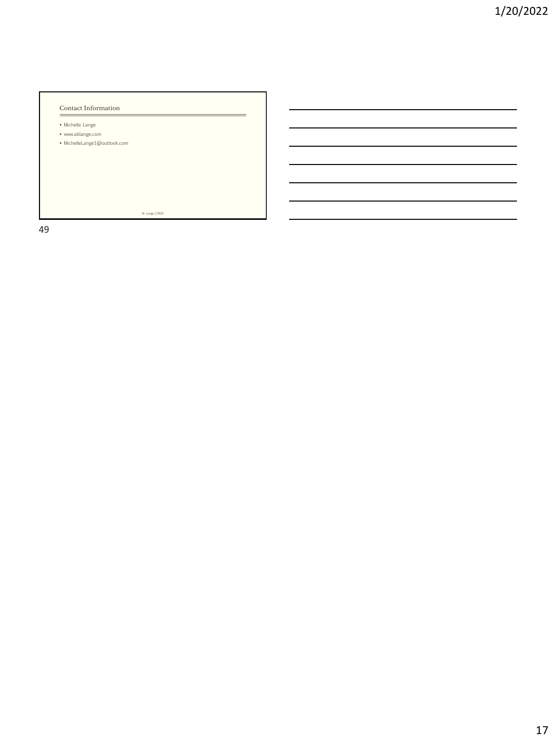## Contact Information

- Michelle Lange
- www.atilange.com
- MichelleLange1@outlook.com

M. Lange 2.2022